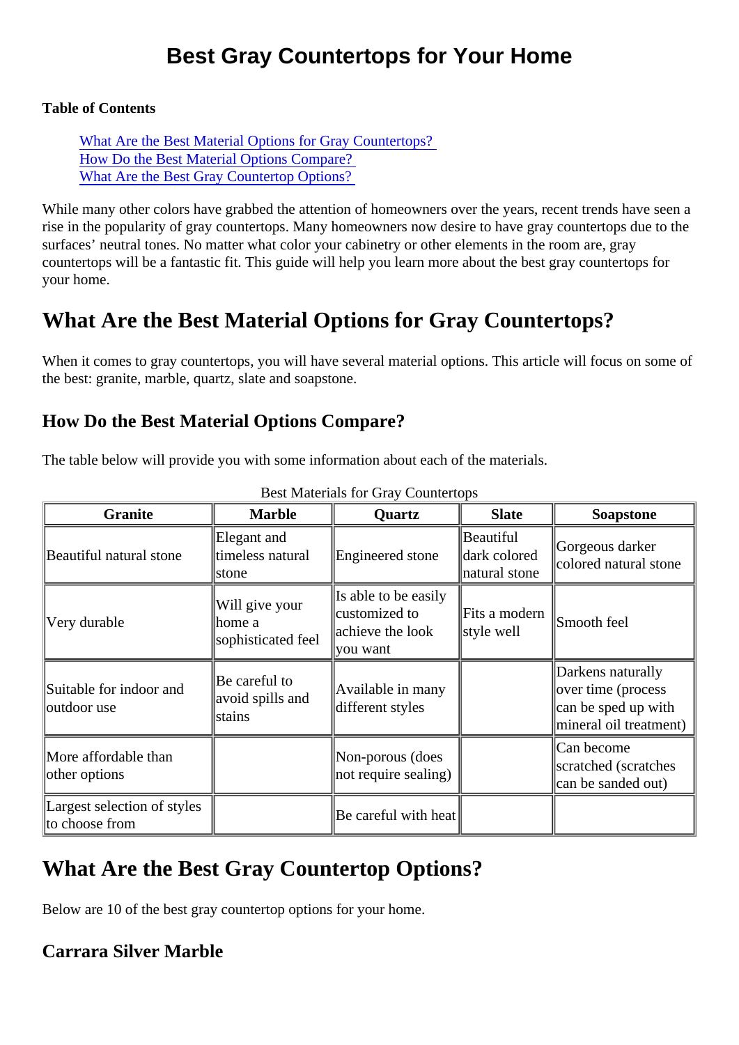# Best Gray Countertops for Your Home

**Table of Contents**

- What Are the Best Material Options for Gray Countertops?
- How Do the Best Material Options Compare?
- What Are the Best Gray Countertop Options?

While many other colors have grabbed the attention of homeowners over the years, recent trends have seen a rise in the popularity of gray countertops. Many homeowners now desire to have gray countertops due to the surfaces' neutral tones. No matter what color your cabinetry or other elements in the room are, gray countertops will be a fantastic fit. This guide will help you learn more about the best gray countertops for your home.

## What Are the Best Material Options for Gray Countertops?

When it comes to gray countertops, you will have several material options. This article will focus on some of the best: granite, marble, quartz, slate and soapstone.

### How Do the Best Material Options Compare?

The table below will provide you with some information about each of the materials.

Best Materials for Gray Countertops

| Granite | Marble | Quartz | Slate | Soapstone |
|---|---|---|---|---|
| Beautiful natural stone | Elegant and timeless natural stone | Engineered stone | Beautiful dark colored natural stone | Gorgeous darker colored natural stone |
| Very durable | Will give your home a sophisticated feel | Is able to be easily customized to achieve the look you want | Fits a modern style well | Smooth feel |
| Suitable for indoor and outdoor use | Be careful to avoid spills and stains | Available in many different styles | | Darkens naturally over time (process can be sped up with mineral oil treatment) |
| More affordable than other options | | Non-porous (does not require sealing) | | Can become scratched (scratches can be sanded out) |
| Largest selection of styles to choose from | | Be careful with heat | | |

## What Are the Best Gray Countertop Options?

Below are 10 of the best gray countertop options for your home.

### Carrara Silver Marble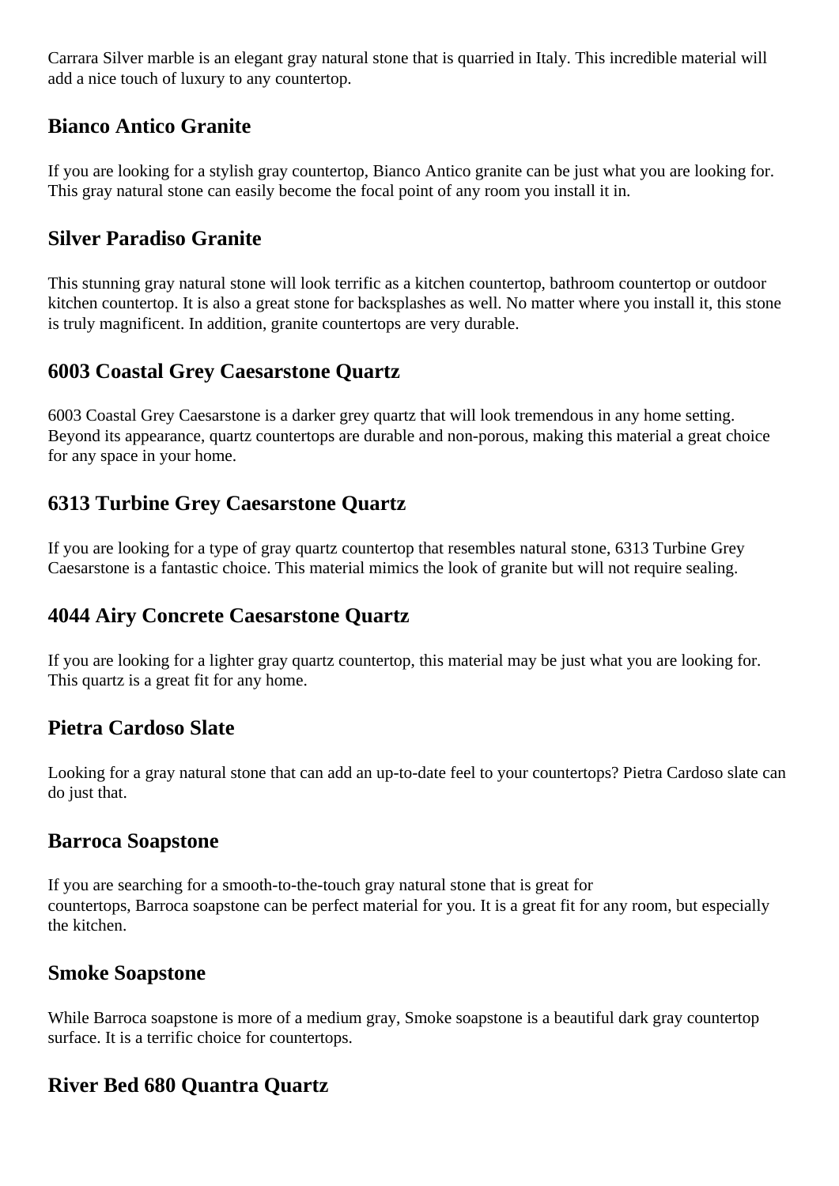Carrara Silver marble is an elegant gray natural stone that is quarried in Italy. This incredible material will add a nice touch of luxury to any countertop.

## Bianco Antico Granite

If you are looking for a stylish gray countertop, Bianco Antico granite can be just what you are looking for. This gray natural stone can easily become the focal point of any room you install it in.

## Silver Paradiso Granite

This stunning gray natural stone will look terrific as a kitchen countertop, bathroom countertop or outdoor kitchen countertop. It is also a great stone for backsplashes as well. No matter where you install it, this stone is truly magnificent. In addition, granite countertops are very durable.

## 6003 Coastal Grey Caesarstone Quartz

6003 Coastal Grey Caesarstone is a darker grey quartz that will look tremendous in any home setting. Beyond its appearance, quartz countertops are durable and non-porous, making this material a great choice for any space in your home.

## 6313 Turbine Grey Caesarstone Quartz

If you are looking for a type of gray quartz countertop that resembles natural stone, 6313 Turbine Grey Caesarstone is a fantastic choice. This material mimics the look of granite but will not require sealing.

## 4044 Airy Concrete Caesarstone Quartz

If you are looking for a lighter gray quartz countertop, this material may be just what you are looking for. This quartz is a great fit for any home.

## Pietra Cardoso Slate

Looking for a gray natural stone that can add an up-to-date feel to your countertops? Pietra Cardoso slate can do just that.

## Barroca Soapstone

If you are searching for a smooth-to-the-touch gray natural stone that is great for countertops, Barroca soapstone can be perfect material for you. It is a great fit for any room, but especially the kitchen.

## Smoke Soapstone

While Barroca soapstone is more of a medium gray, Smoke soapstone is a beautiful dark gray countertop surface. It is a terrific choice for countertops.

## River Bed 680 Quantra Quartz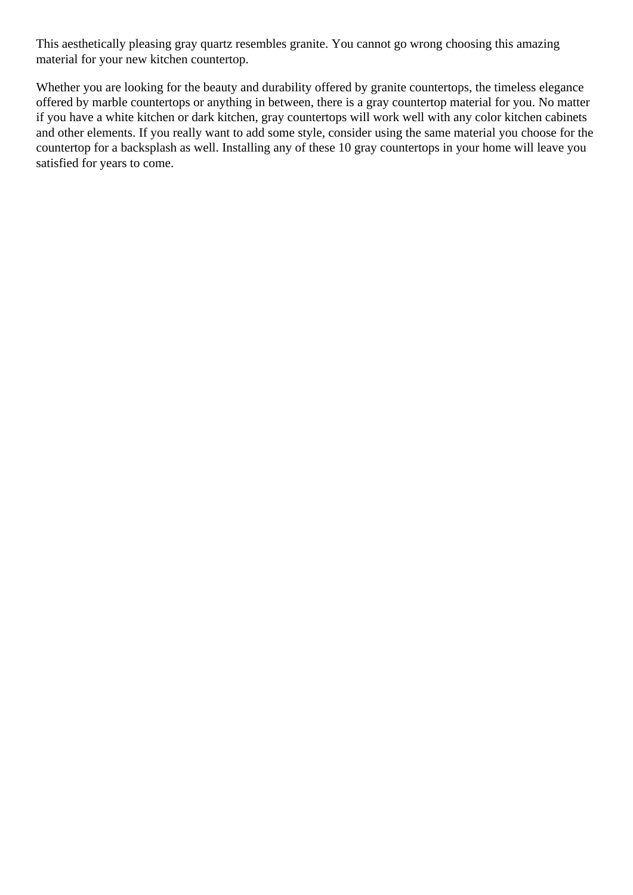This aesthetically pleasing gray quartz resembles granite. You cannot go wrong choosing this amazing material for your new kitchen countertop.

Whether you are looking for the beauty and durability offered by granite countertops, the timeless elegance offered by marble countertops or anything in between, there is a gray countertop material for you. No matter if you have a white kitchen or dark kitchen, gray countertops will work well with any color kitchen cabinets and other elements. If you really want to add some style, consider using the same material you choose for the countertop for a backsplash as well. Installing any of these 10 gray countertops in your home will leave you satisfied for years to come.